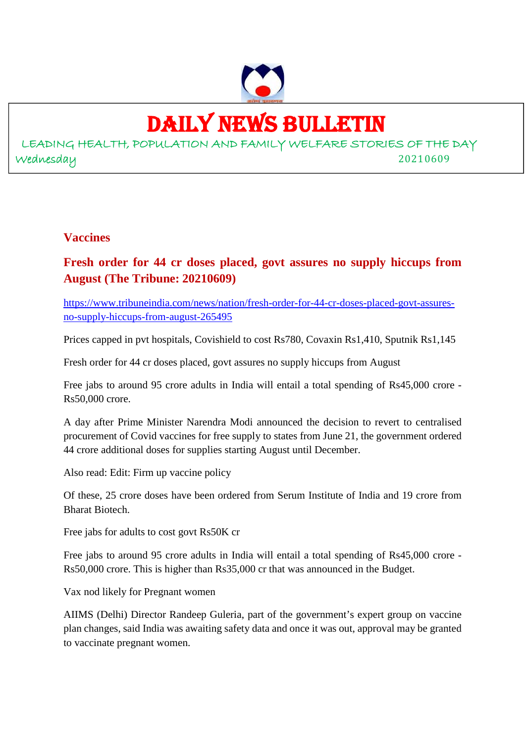# DAILY NEWS BULLETIN

LEADING HEALTH, POPULATION AND FAMILY WELFARE STORIES OF THE DAY

Wednesday 20210609

## Vaccines

### Fresh order for 44 cr doses placed, govt assures no supply hiccups from August (The Tribune: 20210609)

https://www.tribuneindia.com/news/nation/fresh-order-for-44-cr-doses-placed-govt-assures-no-supply-hiccups-from-august-265495

Prices capped in pvt hospitals, Covishield to cost Rs780, Covaxin Rs1,410, Sputnik Rs1,145

Fresh order for 44 cr doses placed, govt assures no supply hiccups from August

Free jabs to around 95 crore adults in India will entail a total spending of Rs45,000 crore - Rs50,000 crore.

A day after Prime Minister Narendra Modi announced the decision to revert to centralised procurement of Covid vaccines for free supply to states from June 21, the government ordered 44 crore additional doses for supplies starting August until December.

Also read: Edit: Firm up vaccine policy

Of these, 25 crore doses have been ordered from Serum Institute of India and 19 crore from Bharat Biotech.

Free jabs for adults to cost govt Rs50K cr

Free jabs to around 95 crore adults in India will entail a total spending of Rs45,000 crore - Rs50,000 crore. This is higher than Rs35,000 cr that was announced in the Budget.

Vax nod likely for Pregnant women

AIIMS (Delhi) Director Randeep Guleria, part of the government's expert group on vaccine plan changes, said India was awaiting safety data and once it was out, approval may be granted to vaccinate pregnant women.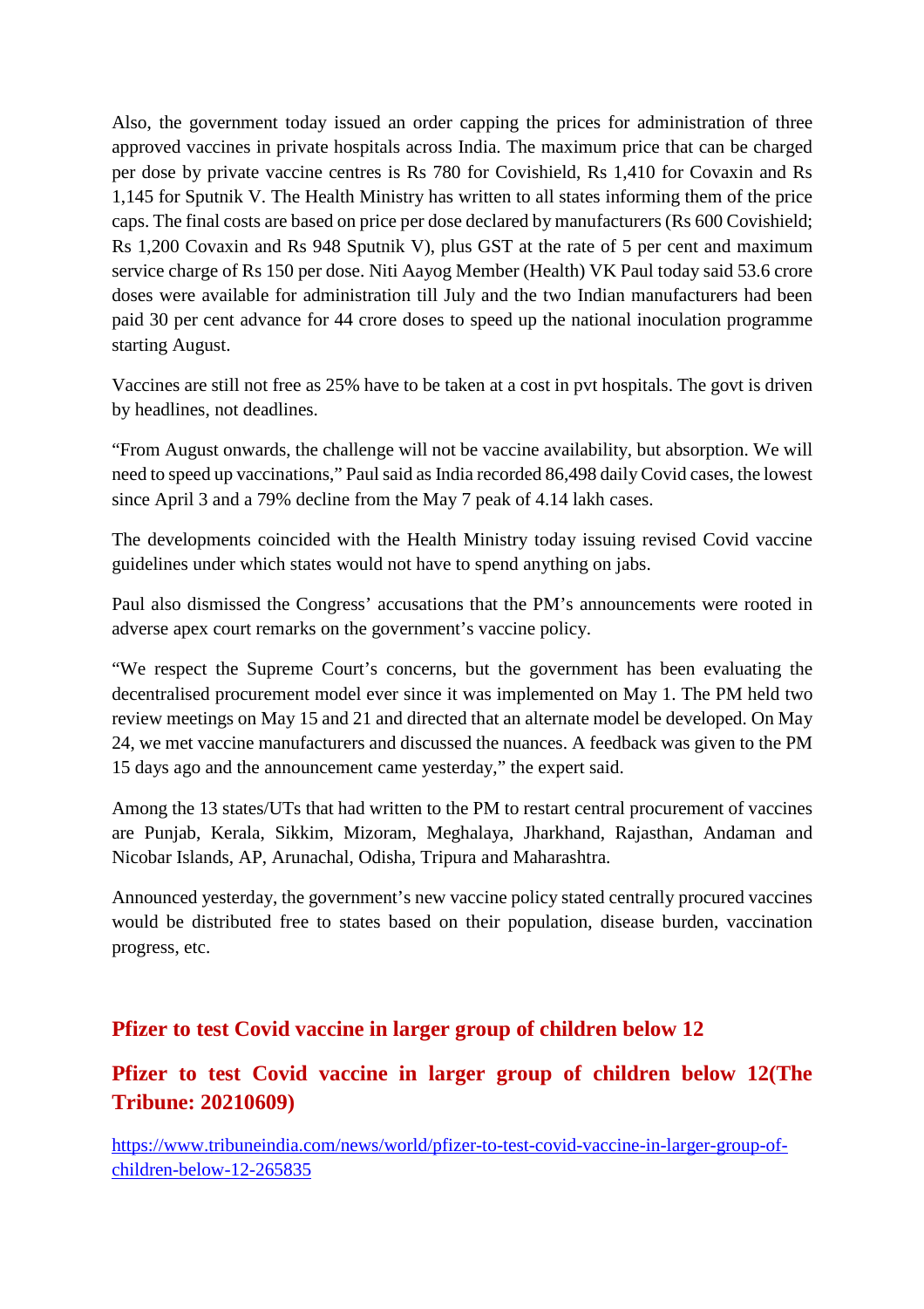Also, the government today issued an order capping the prices for administration of three approved vaccines in private hospitals across India. The maximum price that can be charged per dose by private vaccine centres is Rs 780 for Covishield, Rs 1,410 for Covaxin and Rs 1,145 for Sputnik V. The Health Ministry has written to all states informing them of the price caps. The final costs are based on price per dose declared by manufacturers (Rs 600 Covishield; Rs 1,200 Covaxin and Rs 948 Sputnik V), plus GST at the rate of 5 per cent and maximum service charge of Rs 150 per dose. Niti Aayog Member (Health) VK Paul today said 53.6 crore doses were available for administration till July and the two Indian manufacturers had been paid 30 per cent advance for 44 crore doses to speed up the national inoculation programme starting August.

Vaccines are still not free as 25% have to be taken at a cost in pvt hospitals. The govt is driven by headlines, not deadlines.

"From August onwards, the challenge will not be vaccine availability, but absorption. We will need to speed up vaccinations," Paul said as India recorded 86,498 daily Covid cases, the lowest since April 3 and a 79% decline from the May 7 peak of 4.14 lakh cases.

The developments coincided with the Health Ministry today issuing revised Covid vaccine guidelines under which states would not have to spend anything on jabs.

Paul also dismissed the Congress' accusations that the PM's announcements were rooted in adverse apex court remarks on the government's vaccine policy.

"We respect the Supreme Court's concerns, but the government has been evaluating the decentralised procurement model ever since it was implemented on May 1. The PM held two review meetings on May 15 and 21 and directed that an alternate model be developed. On May 24, we met vaccine manufacturers and discussed the nuances. A feedback was given to the PM 15 days ago and the announcement came yesterday," the expert said.

Among the 13 states/UTs that had written to the PM to restart central procurement of vaccines are Punjab, Kerala, Sikkim, Mizoram, Meghalaya, Jharkhand, Rajasthan, Andaman and Nicobar Islands, AP, Arunachal, Odisha, Tripura and Maharashtra.

Announced yesterday, the government's new vaccine policy stated centrally procured vaccines would be distributed free to states based on their population, disease burden, vaccination progress, etc.

## Pfizer to test Covid vaccine in larger group of children below 12

## Pfizer to test Covid vaccine in larger group of children below 12(The Tribune: 20210609)

https://www.tribuneindia.com/news/world/pfizer-to-test-covid-vaccine-in-larger-group-of-children-below-12-265835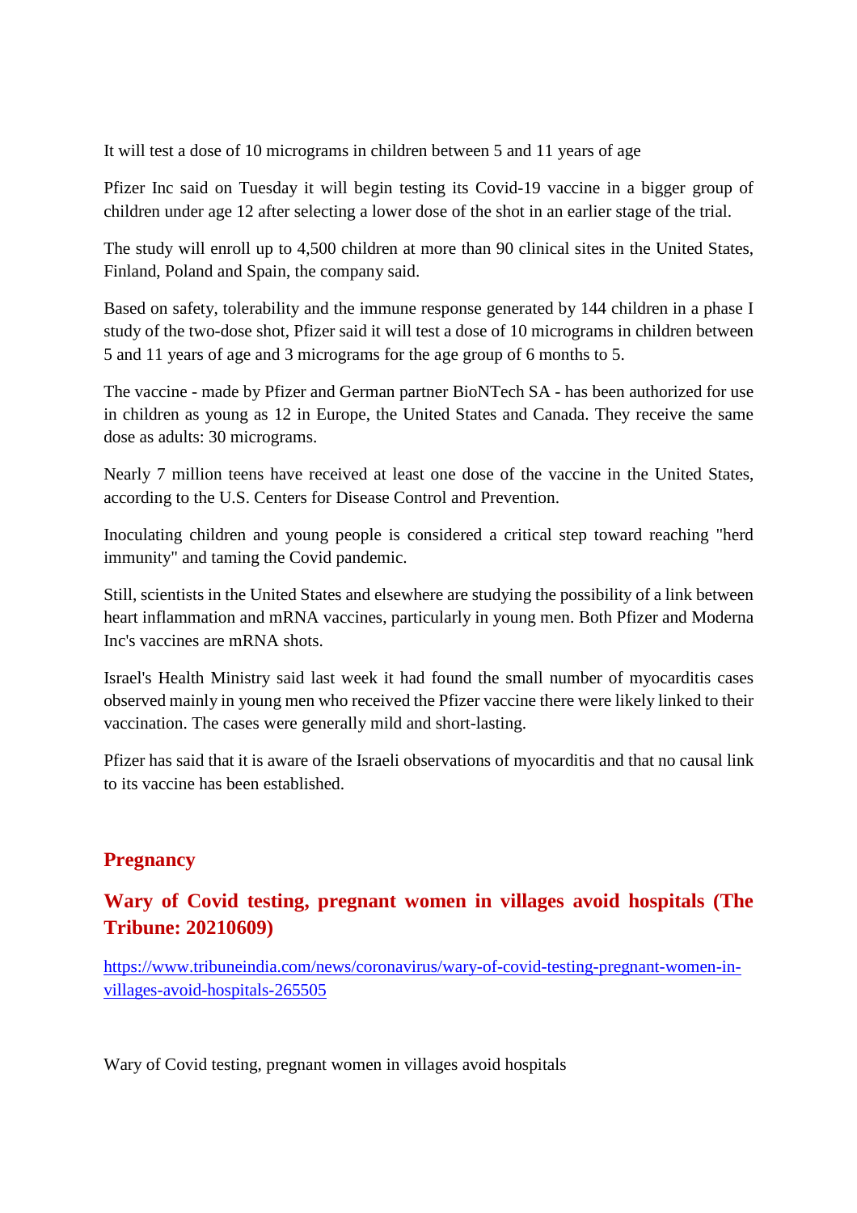It will test a dose of 10 micrograms in children between 5 and 11 years of age

Pfizer Inc said on Tuesday it will begin testing its Covid-19 vaccine in a bigger group of children under age 12 after selecting a lower dose of the shot in an earlier stage of the trial.

The study will enroll up to 4,500 children at more than 90 clinical sites in the United States, Finland, Poland and Spain, the company said.

Based on safety, tolerability and the immune response generated by 144 children in a phase I study of the two-dose shot, Pfizer said it will test a dose of 10 micrograms in children between 5 and 11 years of age and 3 micrograms for the age group of 6 months to 5.

The vaccine - made by Pfizer and German partner BioNTech SA - has been authorized for use in children as young as 12 in Europe, the United States and Canada. They receive the same dose as adults: 30 micrograms.

Nearly 7 million teens have received at least one dose of the vaccine in the United States, according to the U.S. Centers for Disease Control and Prevention.

Inoculating children and young people is considered a critical step toward reaching "herd immunity" and taming the Covid pandemic.

Still, scientists in the United States and elsewhere are studying the possibility of a link between heart inflammation and mRNA vaccines, particularly in young men. Both Pfizer and Moderna Inc's vaccines are mRNA shots.

Israel's Health Ministry said last week it had found the small number of myocarditis cases observed mainly in young men who received the Pfizer vaccine there were likely linked to their vaccination. The cases were generally mild and short-lasting.

Pfizer has said that it is aware of the Israeli observations of myocarditis and that no causal link to its vaccine has been established.

## Pregnancy

### Wary of Covid testing, pregnant women in villages avoid hospitals (The Tribune: 20210609)

https://www.tribuneindia.com/news/coronavirus/wary-of-covid-testing-pregnant-women-in-villages-avoid-hospitals-265505

Wary of Covid testing, pregnant women in villages avoid hospitals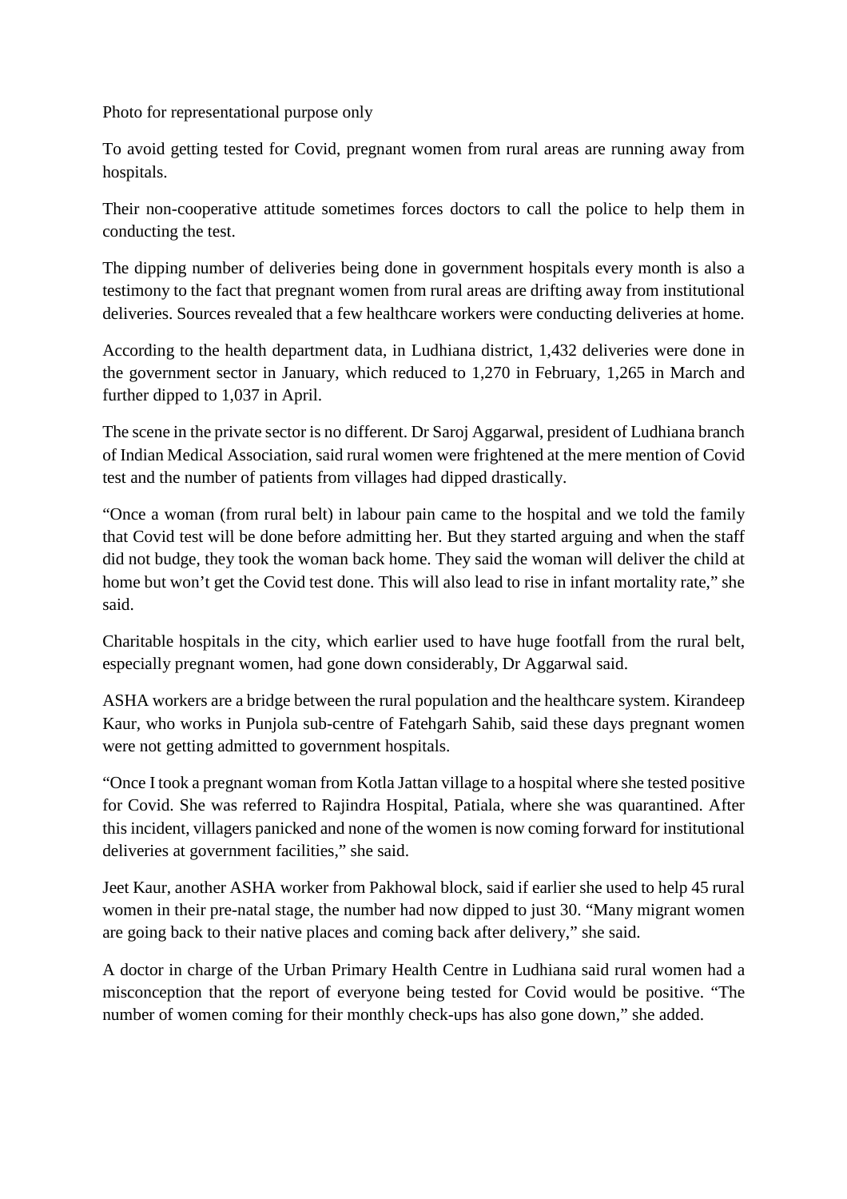Photo for representational purpose only

To avoid getting tested for Covid, pregnant women from rural areas are running away from hospitals.

Their non-cooperative attitude sometimes forces doctors to call the police to help them in conducting the test.

The dipping number of deliveries being done in government hospitals every month is also a testimony to the fact that pregnant women from rural areas are drifting away from institutional deliveries. Sources revealed that a few healthcare workers were conducting deliveries at home.

According to the health department data, in Ludhiana district, 1,432 deliveries were done in the government sector in January, which reduced to 1,270 in February, 1,265 in March and further dipped to 1,037 in April.

The scene in the private sector is no different. Dr Saroj Aggarwal, president of Ludhiana branch of Indian Medical Association, said rural women were frightened at the mere mention of Covid test and the number of patients from villages had dipped drastically.

"Once a woman (from rural belt) in labour pain came to the hospital and we told the family that Covid test will be done before admitting her. But they started arguing and when the staff did not budge, they took the woman back home. They said the woman will deliver the child at home but won't get the Covid test done. This will also lead to rise in infant mortality rate," she said.

Charitable hospitals in the city, which earlier used to have huge footfall from the rural belt, especially pregnant women, had gone down considerably, Dr Aggarwal said.

ASHA workers are a bridge between the rural population and the healthcare system. Kirandeep Kaur, who works in Punjola sub-centre of Fatehgarh Sahib, said these days pregnant women were not getting admitted to government hospitals.

"Once I took a pregnant woman from Kotla Jattan village to a hospital where she tested positive for Covid. She was referred to Rajindra Hospital, Patiala, where she was quarantined. After this incident, villagers panicked and none of the women is now coming forward for institutional deliveries at government facilities," she said.

Jeet Kaur, another ASHA worker from Pakhowal block, said if earlier she used to help 45 rural women in their pre-natal stage, the number had now dipped to just 30. "Many migrant women are going back to their native places and coming back after delivery," she said.

A doctor in charge of the Urban Primary Health Centre in Ludhiana said rural women had a misconception that the report of everyone being tested for Covid would be positive. "The number of women coming for their monthly check-ups has also gone down," she added.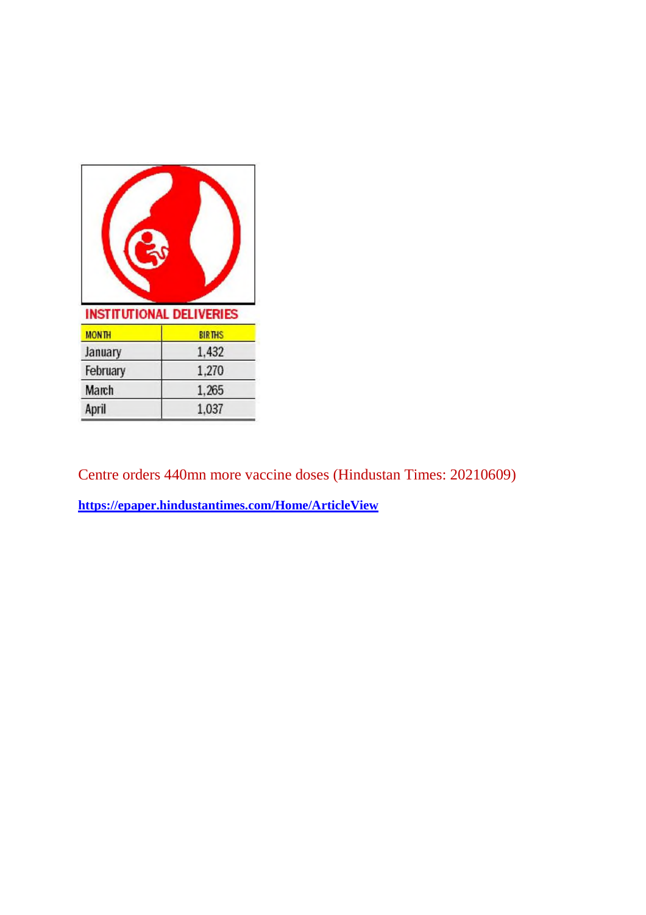INSTITUTIONAL DELIVERIES

| MONTH | BIRTHS |
|---|---|
| January | 1,432 |
| February | 1,270 |
| March | 1,265 |
| April | 1,037 |

Centre orders 440mn more vaccine doses (Hindustan Times: 20210609)

**https://epaper.hindustantimes.com/Home/ArticleView**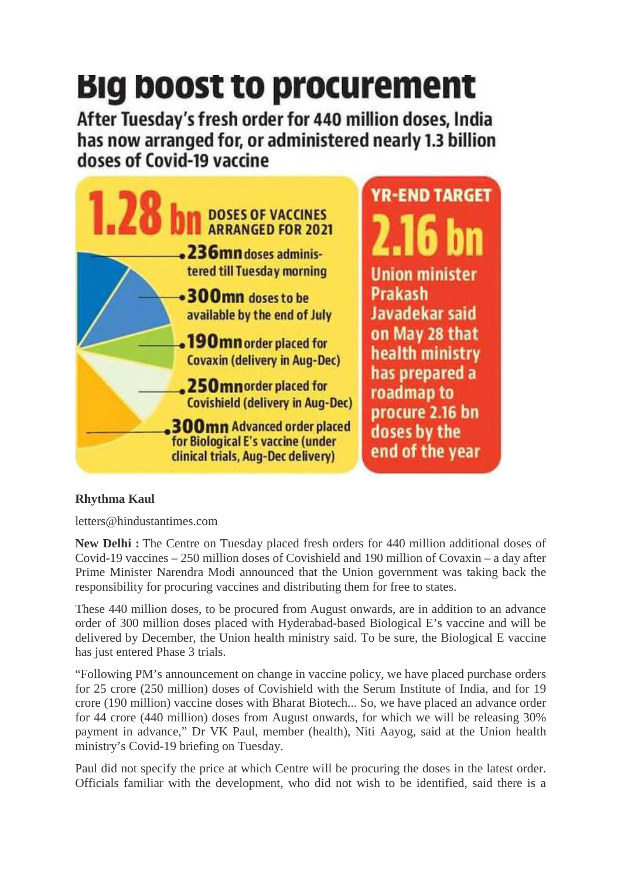# Big boost to procurement

**After Tuesday's fresh order for 440 million doses, India has now arranged for, or administered nearly 1.3 billion doses of Covid-19 vaccine**

**1.28 bn** DOSES OF VACCINES ARRANGED FOR 2021

- **236mn** doses administered till Tuesday morning
- **300mn** doses to be available by the end of July
- **190mn** order placed for Covaxin (delivery in Aug-Dec)
- **250mn** order placed for Covishield (delivery in Aug-Dec)
- **300mn** Advanced order placed for Biological E's vaccine (under clinical trials, Aug-Dec delivery)

**YR-END TARGET**

**2.16 bn**

Union minister Prakash Javadekar said on May 28 that health ministry has prepared a roadmap to procure 2.16 bn doses by the end of the year

**Rhythma Kaul**

letters@hindustantimes.com

**New Delhi :** The Centre on Tuesday placed fresh orders for 440 million additional doses of Covid-19 vaccines – 250 million doses of Covishield and 190 million of Covaxin – a day after Prime Minister Narendra Modi announced that the Union government was taking back the responsibility for procuring vaccines and distributing them for free to states.

These 440 million doses, to be procured from August onwards, are in addition to an advance order of 300 million doses placed with Hyderabad-based Biological E's vaccine and will be delivered by December, the Union health ministry said. To be sure, the Biological E vaccine has just entered Phase 3 trials.

"Following PM's announcement on change in vaccine policy, we have placed purchase orders for 25 crore (250 million) doses of Covishield with the Serum Institute of India, and for 19 crore (190 million) vaccine doses with Bharat Biotech... So, we have placed an advance order for 44 crore (440 million) doses from August onwards, for which we will be releasing 30% payment in advance," Dr VK Paul, member (health), Niti Aayog, said at the Union health ministry's Covid-19 briefing on Tuesday.

Paul did not specify the price at which Centre will be procuring the doses in the latest order. Officials familiar with the development, who did not wish to be identified, said there is a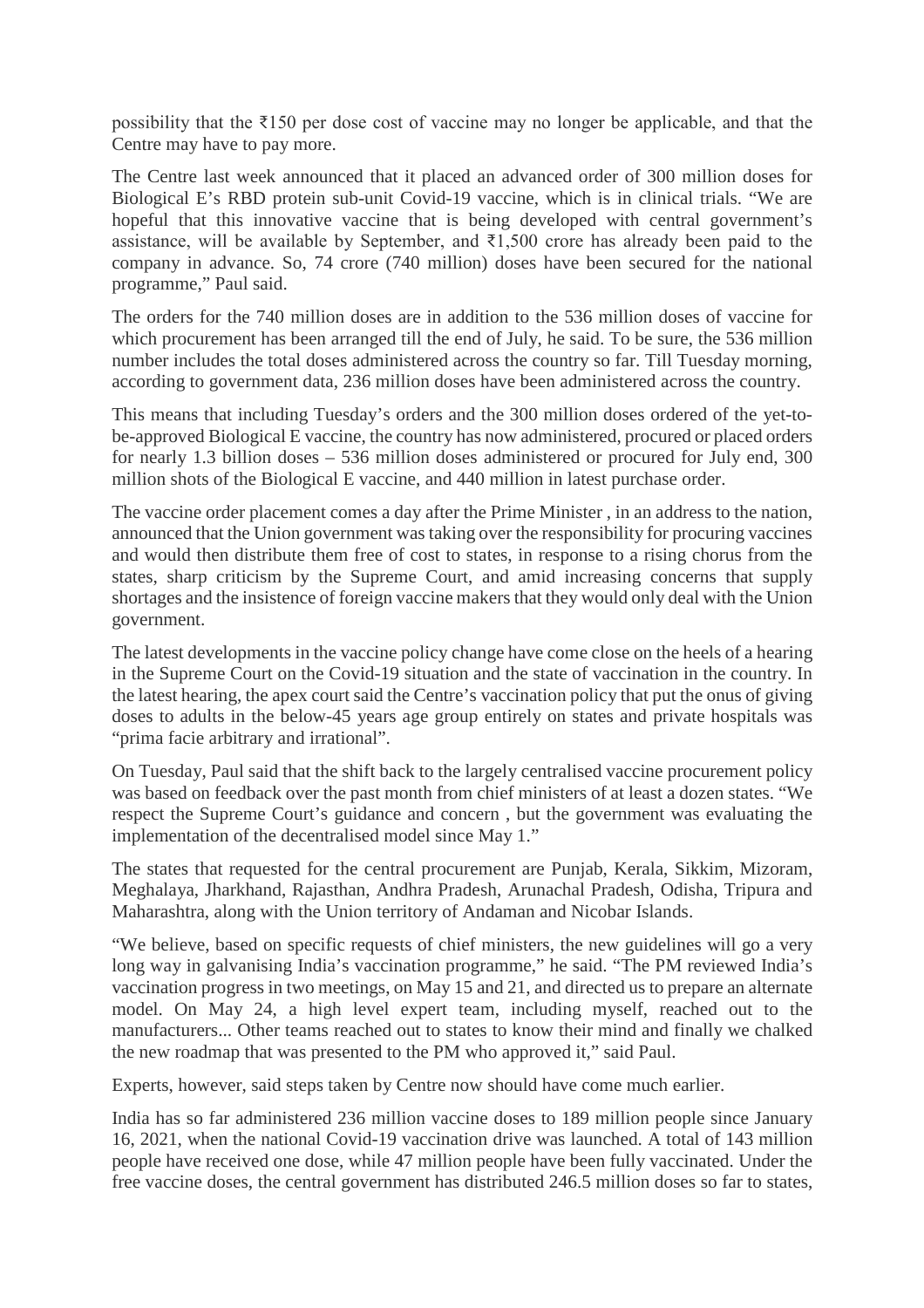possibility that the ₹150 per dose cost of vaccine may no longer be applicable, and that the Centre may have to pay more.

The Centre last week announced that it placed an advanced order of 300 million doses for Biological E's RBD protein sub-unit Covid-19 vaccine, which is in clinical trials. "We are hopeful that this innovative vaccine that is being developed with central government's assistance, will be available by September, and ₹1,500 crore has already been paid to the company in advance. So, 74 crore (740 million) doses have been secured for the national programme," Paul said.

The orders for the 740 million doses are in addition to the 536 million doses of vaccine for which procurement has been arranged till the end of July, he said. To be sure, the 536 million number includes the total doses administered across the country so far. Till Tuesday morning, according to government data, 236 million doses have been administered across the country.

This means that including Tuesday's orders and the 300 million doses ordered of the yet-to-be-approved Biological E vaccine, the country has now administered, procured or placed orders for nearly 1.3 billion doses – 536 million doses administered or procured for July end, 300 million shots of the Biological E vaccine, and 440 million in latest purchase order.

The vaccine order placement comes a day after the Prime Minister , in an address to the nation, announced that the Union government was taking over the responsibility for procuring vaccines and would then distribute them free of cost to states, in response to a rising chorus from the states, sharp criticism by the Supreme Court, and amid increasing concerns that supply shortages and the insistence of foreign vaccine makers that they would only deal with the Union government.

The latest developments in the vaccine policy change have come close on the heels of a hearing in the Supreme Court on the Covid-19 situation and the state of vaccination in the country. In the latest hearing, the apex court said the Centre's vaccination policy that put the onus of giving doses to adults in the below-45 years age group entirely on states and private hospitals was "prima facie arbitrary and irrational".

On Tuesday, Paul said that the shift back to the largely centralised vaccine procurement policy was based on feedback over the past month from chief ministers of at least a dozen states. "We respect the Supreme Court's guidance and concern , but the government was evaluating the implementation of the decentralised model since May 1."

The states that requested for the central procurement are Punjab, Kerala, Sikkim, Mizoram, Meghalaya, Jharkhand, Rajasthan, Andhra Pradesh, Arunachal Pradesh, Odisha, Tripura and Maharashtra, along with the Union territory of Andaman and Nicobar Islands.

"We believe, based on specific requests of chief ministers, the new guidelines will go a very long way in galvanising India's vaccination programme," he said. "The PM reviewed India's vaccination progress in two meetings, on May 15 and 21, and directed us to prepare an alternate model. On May 24, a high level expert team, including myself, reached out to the manufacturers... Other teams reached out to states to know their mind and finally we chalked the new roadmap that was presented to the PM who approved it," said Paul.

Experts, however, said steps taken by Centre now should have come much earlier.

India has so far administered 236 million vaccine doses to 189 million people since January 16, 2021, when the national Covid-19 vaccination drive was launched. A total of 143 million people have received one dose, while 47 million people have been fully vaccinated. Under the free vaccine doses, the central government has distributed 246.5 million doses so far to states,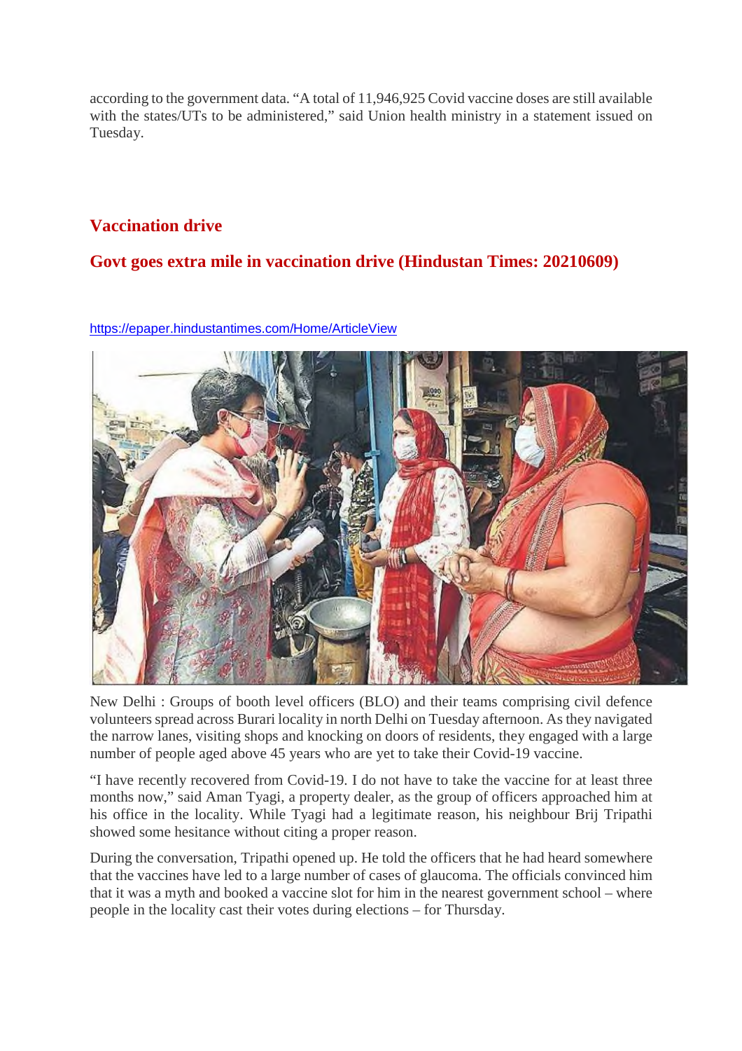according to the government data. "A total of 11,946,925 Covid vaccine doses are still available with the states/UTs to be administered," said Union health ministry in a statement issued on Tuesday.

## Vaccination drive

## Govt goes extra mile in vaccination drive (Hindustan Times: 20210609)

https://epaper.hindustantimes.com/Home/ArticleView

New Delhi : Groups of booth level officers (BLO) and their teams comprising civil defence volunteers spread across Burari locality in north Delhi on Tuesday afternoon. As they navigated the narrow lanes, visiting shops and knocking on doors of residents, they engaged with a large number of people aged above 45 years who are yet to take their Covid-19 vaccine.

"I have recently recovered from Covid-19. I do not have to take the vaccine for at least three months now," said Aman Tyagi, a property dealer, as the group of officers approached him at his office in the locality. While Tyagi had a legitimate reason, his neighbour Brij Tripathi showed some hesitance without citing a proper reason.

During the conversation, Tripathi opened up. He told the officers that he had heard somewhere that the vaccines have led to a large number of cases of glaucoma. The officials convinced him that it was a myth and booked a vaccine slot for him in the nearest government school – where people in the locality cast their votes during elections – for Thursday.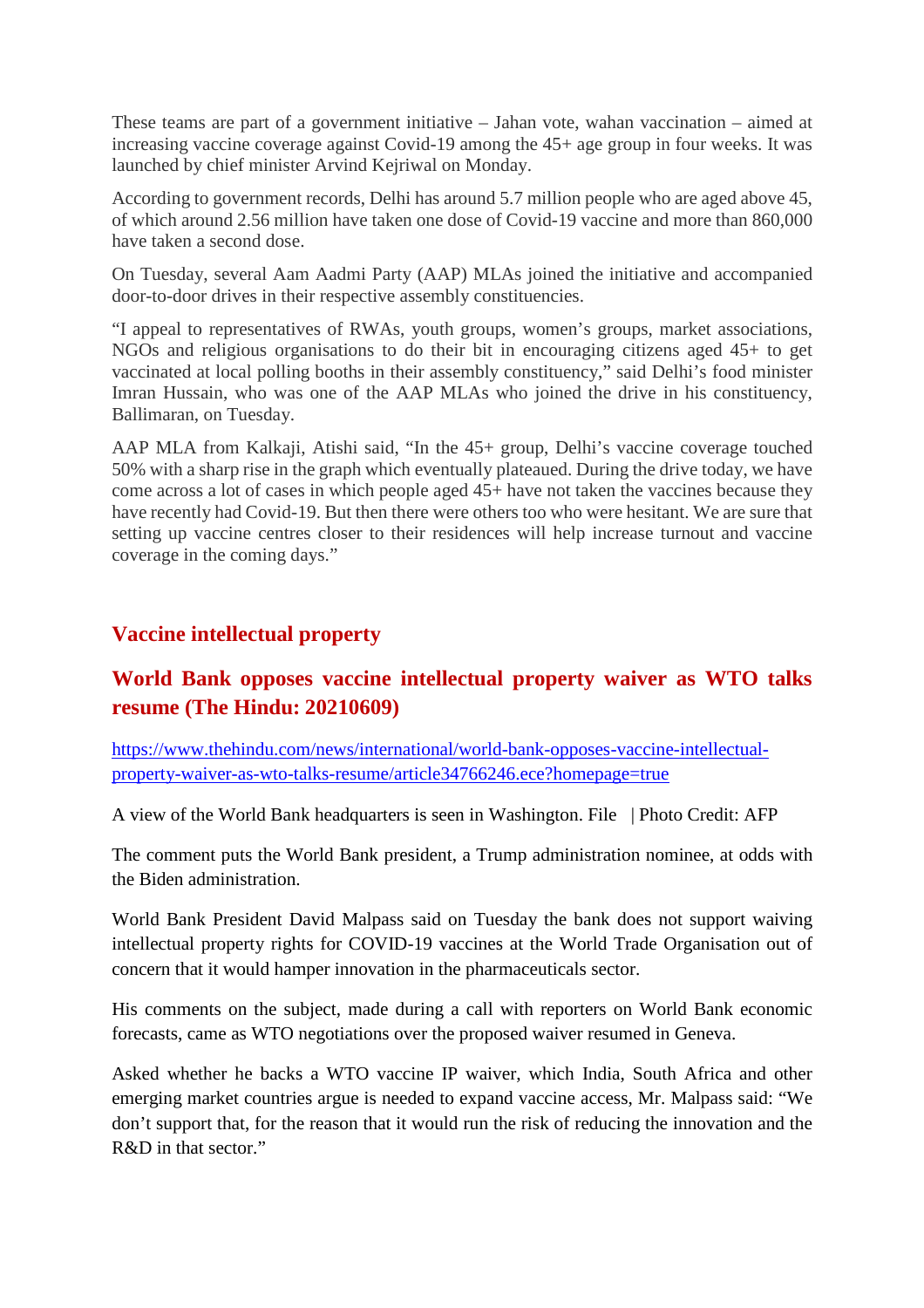These teams are part of a government initiative – Jahan vote, wahan vaccination – aimed at increasing vaccine coverage against Covid-19 among the 45+ age group in four weeks. It was launched by chief minister Arvind Kejriwal on Monday.

According to government records, Delhi has around 5.7 million people who are aged above 45, of which around 2.56 million have taken one dose of Covid-19 vaccine and more than 860,000 have taken a second dose.

On Tuesday, several Aam Aadmi Party (AAP) MLAs joined the initiative and accompanied door-to-door drives in their respective assembly constituencies.

"I appeal to representatives of RWAs, youth groups, women's groups, market associations, NGOs and religious organisations to do their bit in encouraging citizens aged 45+ to get vaccinated at local polling booths in their assembly constituency," said Delhi's food minister Imran Hussain, who was one of the AAP MLAs who joined the drive in his constituency, Ballimaran, on Tuesday.

AAP MLA from Kalkaji, Atishi said, "In the 45+ group, Delhi's vaccine coverage touched 50% with a sharp rise in the graph which eventually plateaued. During the drive today, we have come across a lot of cases in which people aged 45+ have not taken the vaccines because they have recently had Covid-19. But then there were others too who were hesitant. We are sure that setting up vaccine centres closer to their residences will help increase turnout and vaccine coverage in the coming days."

## Vaccine intellectual property

## World Bank opposes vaccine intellectual property waiver as WTO talks resume (The Hindu: 20210609)

https://www.thehindu.com/news/international/world-bank-opposes-vaccine-intellectual-property-waiver-as-wto-talks-resume/article34766246.ece?homepage=true

A view of the World Bank headquarters is seen in Washington. File | Photo Credit: AFP

The comment puts the World Bank president, a Trump administration nominee, at odds with the Biden administration.

World Bank President David Malpass said on Tuesday the bank does not support waiving intellectual property rights for COVID-19 vaccines at the World Trade Organisation out of concern that it would hamper innovation in the pharmaceuticals sector.

His comments on the subject, made during a call with reporters on World Bank economic forecasts, came as WTO negotiations over the proposed waiver resumed in Geneva.

Asked whether he backs a WTO vaccine IP waiver, which India, South Africa and other emerging market countries argue is needed to expand vaccine access, Mr. Malpass said: "We don't support that, for the reason that it would run the risk of reducing the innovation and the R&D in that sector."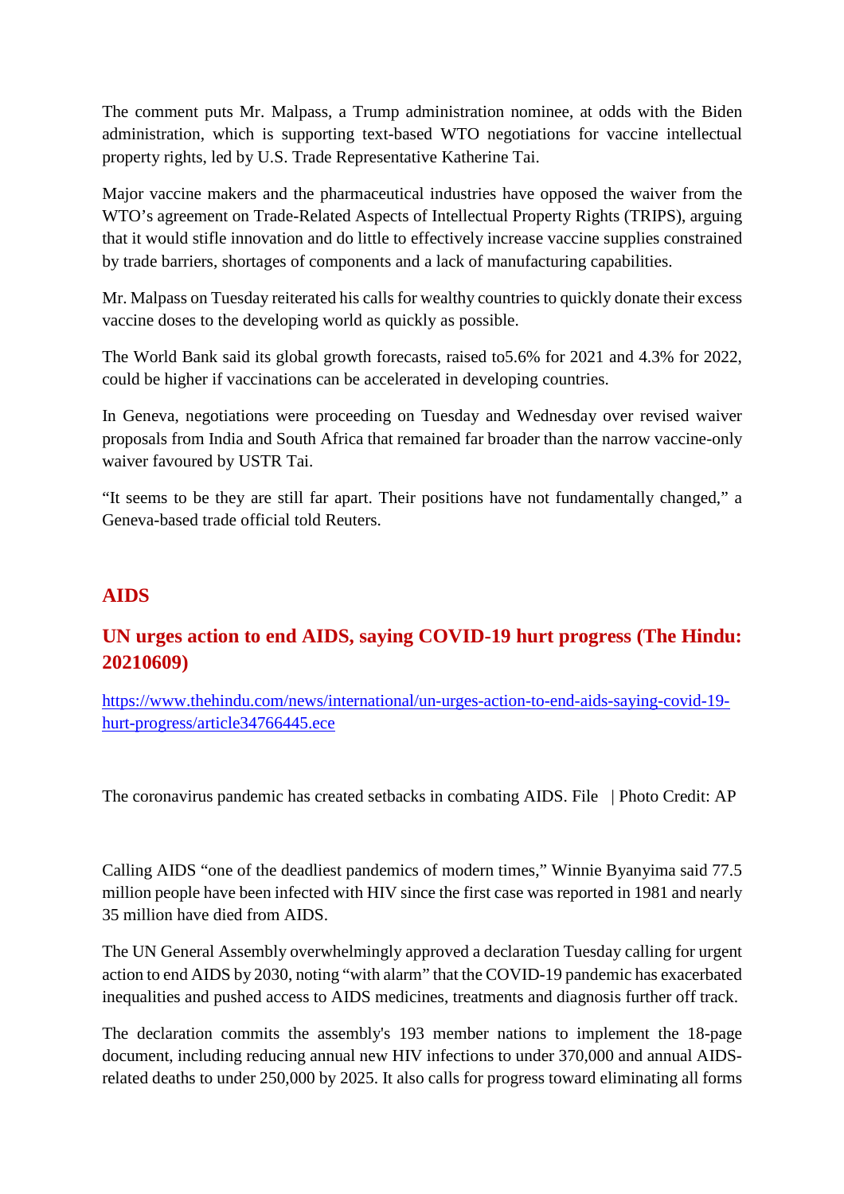The comment puts Mr. Malpass, a Trump administration nominee, at odds with the Biden administration, which is supporting text-based WTO negotiations for vaccine intellectual property rights, led by U.S. Trade Representative Katherine Tai.

Major vaccine makers and the pharmaceutical industries have opposed the waiver from the WTO's agreement on Trade-Related Aspects of Intellectual Property Rights (TRIPS), arguing that it would stifle innovation and do little to effectively increase vaccine supplies constrained by trade barriers, shortages of components and a lack of manufacturing capabilities.

Mr. Malpass on Tuesday reiterated his calls for wealthy countries to quickly donate their excess vaccine doses to the developing world as quickly as possible.

The World Bank said its global growth forecasts, raised to5.6% for 2021 and 4.3% for 2022, could be higher if vaccinations can be accelerated in developing countries.

In Geneva, negotiations were proceeding on Tuesday and Wednesday over revised waiver proposals from India and South Africa that remained far broader than the narrow vaccine-only waiver favoured by USTR Tai.

"It seems to be they are still far apart. Their positions have not fundamentally changed," a Geneva-based trade official told Reuters.

## AIDS

### UN urges action to end AIDS, saying COVID-19 hurt progress (The Hindu: 20210609)

https://www.thehindu.com/news/international/un-urges-action-to-end-aids-saying-covid-19-hurt-progress/article34766445.ece

The coronavirus pandemic has created setbacks in combating AIDS. File | Photo Credit: AP

Calling AIDS "one of the deadliest pandemics of modern times," Winnie Byanyima said 77.5 million people have been infected with HIV since the first case was reported in 1981 and nearly 35 million have died from AIDS.

The UN General Assembly overwhelmingly approved a declaration Tuesday calling for urgent action to end AIDS by 2030, noting "with alarm" that the COVID-19 pandemic has exacerbated inequalities and pushed access to AIDS medicines, treatments and diagnosis further off track.

The declaration commits the assembly's 193 member nations to implement the 18-page document, including reducing annual new HIV infections to under 370,000 and annual AIDS-related deaths to under 250,000 by 2025. It also calls for progress toward eliminating all forms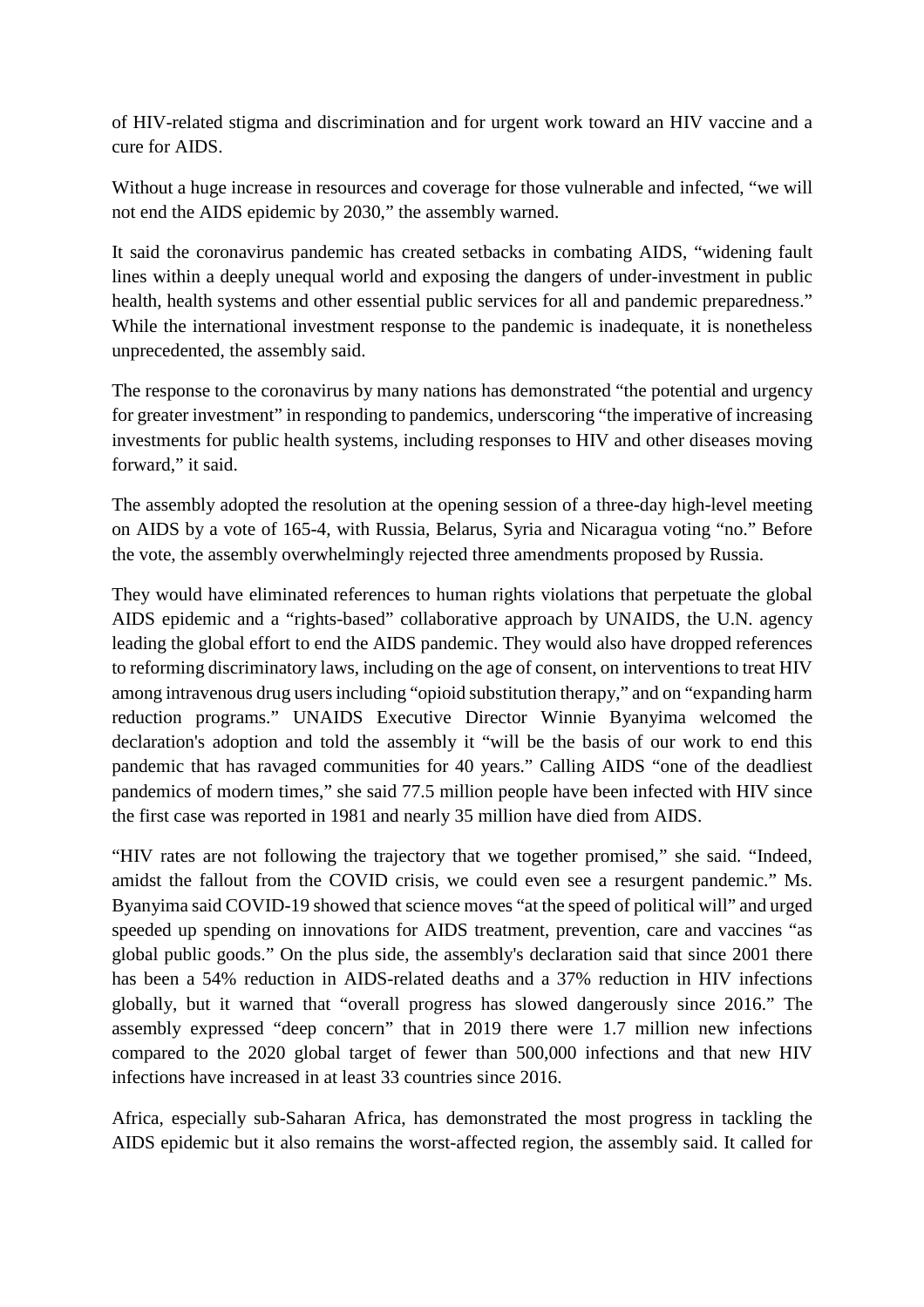of HIV-related stigma and discrimination and for urgent work toward an HIV vaccine and a cure for AIDS.

Without a huge increase in resources and coverage for those vulnerable and infected, “we will not end the AIDS epidemic by 2030,” the assembly warned.

It said the coronavirus pandemic has created setbacks in combating AIDS, “widening fault lines within a deeply unequal world and exposing the dangers of under-investment in public health, health systems and other essential public services for all and pandemic preparedness.” While the international investment response to the pandemic is inadequate, it is nonetheless unprecedented, the assembly said.

The response to the coronavirus by many nations has demonstrated “the potential and urgency for greater investment” in responding to pandemics, underscoring “the imperative of increasing investments for public health systems, including responses to HIV and other diseases moving forward,” it said.

The assembly adopted the resolution at the opening session of a three-day high-level meeting on AIDS by a vote of 165-4, with Russia, Belarus, Syria and Nicaragua voting “no.” Before the vote, the assembly overwhelmingly rejected three amendments proposed by Russia.

They would have eliminated references to human rights violations that perpetuate the global AIDS epidemic and a “rights-based” collaborative approach by UNAIDS, the U.N. agency leading the global effort to end the AIDS pandemic. They would also have dropped references to reforming discriminatory laws, including on the age of consent, on interventions to treat HIV among intravenous drug users including “opioid substitution therapy,” and on “expanding harm reduction programs.” UNAIDS Executive Director Winnie Byanyima welcomed the declaration's adoption and told the assembly it “will be the basis of our work to end this pandemic that has ravaged communities for 40 years.” Calling AIDS “one of the deadliest pandemics of modern times,” she said 77.5 million people have been infected with HIV since the first case was reported in 1981 and nearly 35 million have died from AIDS.

“HIV rates are not following the trajectory that we together promised,” she said. “Indeed, amidst the fallout from the COVID crisis, we could even see a resurgent pandemic.” Ms. Byanyima said COVID-19 showed that science moves “at the speed of political will” and urged speeded up spending on innovations for AIDS treatment, prevention, care and vaccines “as global public goods.” On the plus side, the assembly's declaration said that since 2001 there has been a 54% reduction in AIDS-related deaths and a 37% reduction in HIV infections globally, but it warned that “overall progress has slowed dangerously since 2016.” The assembly expressed “deep concern” that in 2019 there were 1.7 million new infections compared to the 2020 global target of fewer than 500,000 infections and that new HIV infections have increased in at least 33 countries since 2016.

Africa, especially sub-Saharan Africa, has demonstrated the most progress in tackling the AIDS epidemic but it also remains the worst-affected region, the assembly said. It called for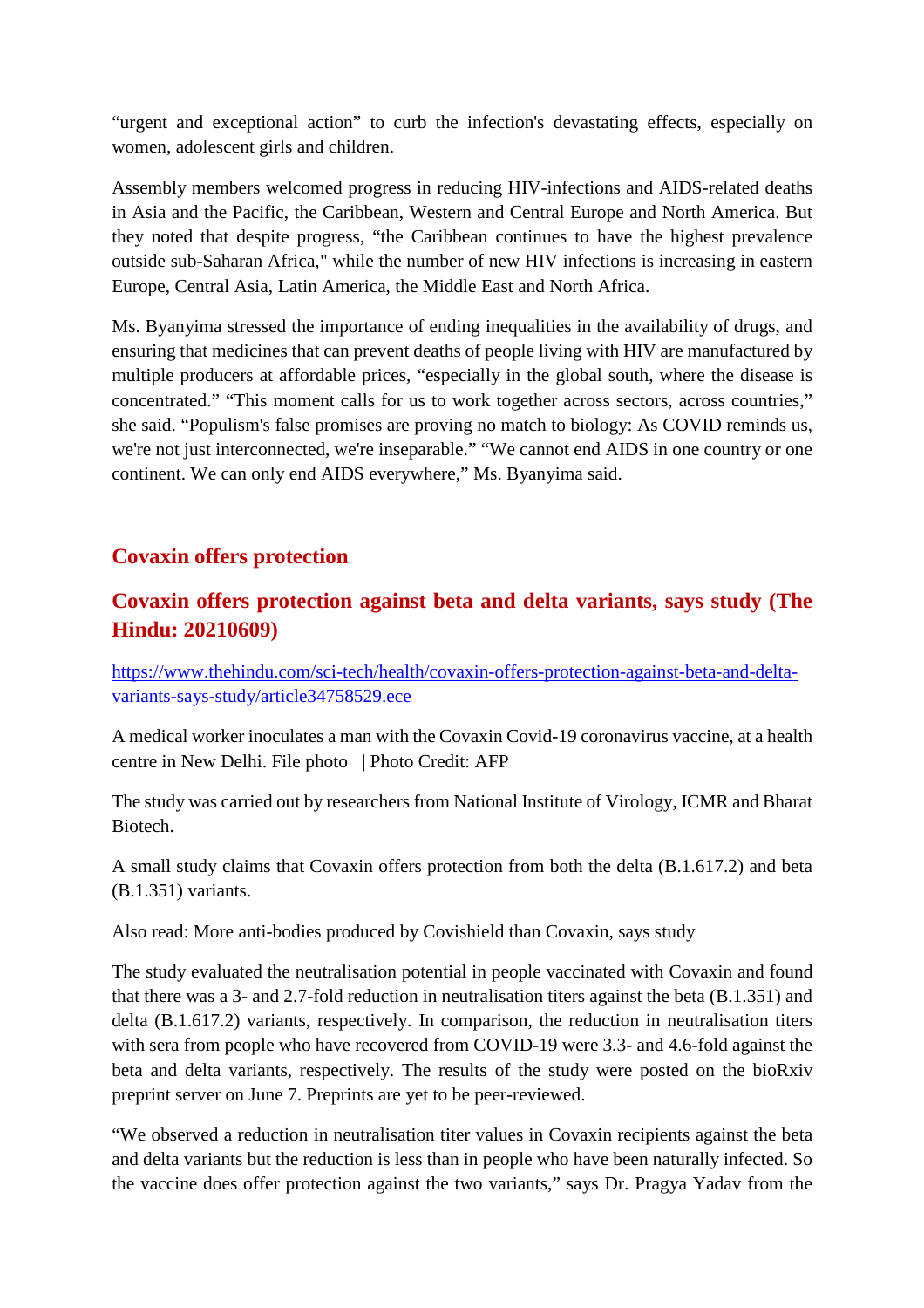"urgent and exceptional action" to curb the infection's devastating effects, especially on women, adolescent girls and children.

Assembly members welcomed progress in reducing HIV-infections and AIDS-related deaths in Asia and the Pacific, the Caribbean, Western and Central Europe and North America. But they noted that despite progress, "the Caribbean continues to have the highest prevalence outside sub-Saharan Africa," while the number of new HIV infections is increasing in eastern Europe, Central Asia, Latin America, the Middle East and North Africa.

Ms. Byanyima stressed the importance of ending inequalities in the availability of drugs, and ensuring that medicines that can prevent deaths of people living with HIV are manufactured by multiple producers at affordable prices, "especially in the global south, where the disease is concentrated." "This moment calls for us to work together across sectors, across countries," she said. "Populism's false promises are proving no match to biology: As COVID reminds us, we're not just interconnected, we're inseparable." "We cannot end AIDS in one country or one continent. We can only end AIDS everywhere," Ms. Byanyima said.

## Covaxin offers protection

## Covaxin offers protection against beta and delta variants, says study (The Hindu: 20210609)

https://www.thehindu.com/sci-tech/health/covaxin-offers-protection-against-beta-and-delta-variants-says-study/article34758529.ece

A medical worker inoculates a man with the Covaxin Covid-19 coronavirus vaccine, at a health centre in New Delhi. File photo | Photo Credit: AFP

The study was carried out by researchers from National Institute of Virology, ICMR and Bharat Biotech.

A small study claims that Covaxin offers protection from both the delta (B.1.617.2) and beta (B.1.351) variants.

Also read: More anti-bodies produced by Covishield than Covaxin, says study

The study evaluated the neutralisation potential in people vaccinated with Covaxin and found that there was a 3- and 2.7-fold reduction in neutralisation titers against the beta (B.1.351) and delta (B.1.617.2) variants, respectively. In comparison, the reduction in neutralisation titers with sera from people who have recovered from COVID-19 were 3.3- and 4.6-fold against the beta and delta variants, respectively. The results of the study were posted on the bioRxiv preprint server on June 7. Preprints are yet to be peer-reviewed.

"We observed a reduction in neutralisation titer values in Covaxin recipients against the beta and delta variants but the reduction is less than in people who have been naturally infected. So the vaccine does offer protection against the two variants," says Dr. Pragya Yadav from the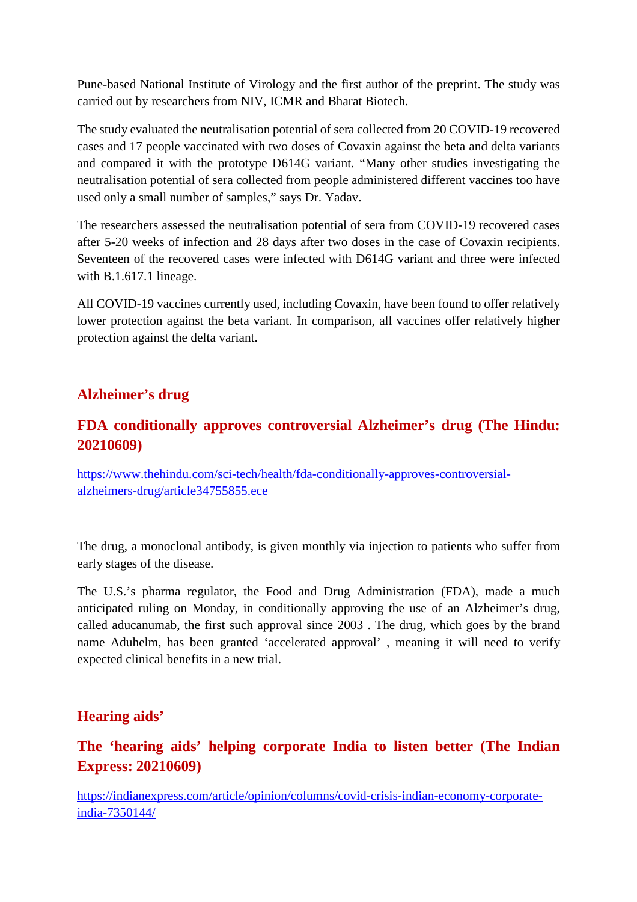Pune-based National Institute of Virology and the first author of the preprint. The study was carried out by researchers from NIV, ICMR and Bharat Biotech.

The study evaluated the neutralisation potential of sera collected from 20 COVID-19 recovered cases and 17 people vaccinated with two doses of Covaxin against the beta and delta variants and compared it with the prototype D614G variant. “Many other studies investigating the neutralisation potential of sera collected from people administered different vaccines too have used only a small number of samples,” says Dr. Yadav.

The researchers assessed the neutralisation potential of sera from COVID-19 recovered cases after 5-20 weeks of infection and 28 days after two doses in the case of Covaxin recipients. Seventeen of the recovered cases were infected with D614G variant and three were infected with B.1.617.1 lineage.

All COVID-19 vaccines currently used, including Covaxin, have been found to offer relatively lower protection against the beta variant. In comparison, all vaccines offer relatively higher protection against the delta variant.

## Alzheimer’s drug

### FDA conditionally approves controversial Alzheimer’s drug (The Hindu: 20210609)

https://www.thehindu.com/sci-tech/health/fda-conditionally-approves-controversial-alzheimers-drug/article34755855.ece

The drug, a monoclonal antibody, is given monthly via injection to patients who suffer from early stages of the disease.

The U.S.’s pharma regulator, the Food and Drug Administration (FDA), made a much anticipated ruling on Monday, in conditionally approving the use of an Alzheimer’s drug, called aducanumab, the first such approval since 2003 . The drug, which goes by the brand name Aduhelm, has been granted ‘accelerated approval’ , meaning it will need to verify expected clinical benefits in a new trial.

## Hearing aids’

### The ‘hearing aids’ helping corporate India to listen better (The Indian Express: 20210609)

https://indianexpress.com/article/opinion/columns/covid-crisis-indian-economy-corporate-india-7350144/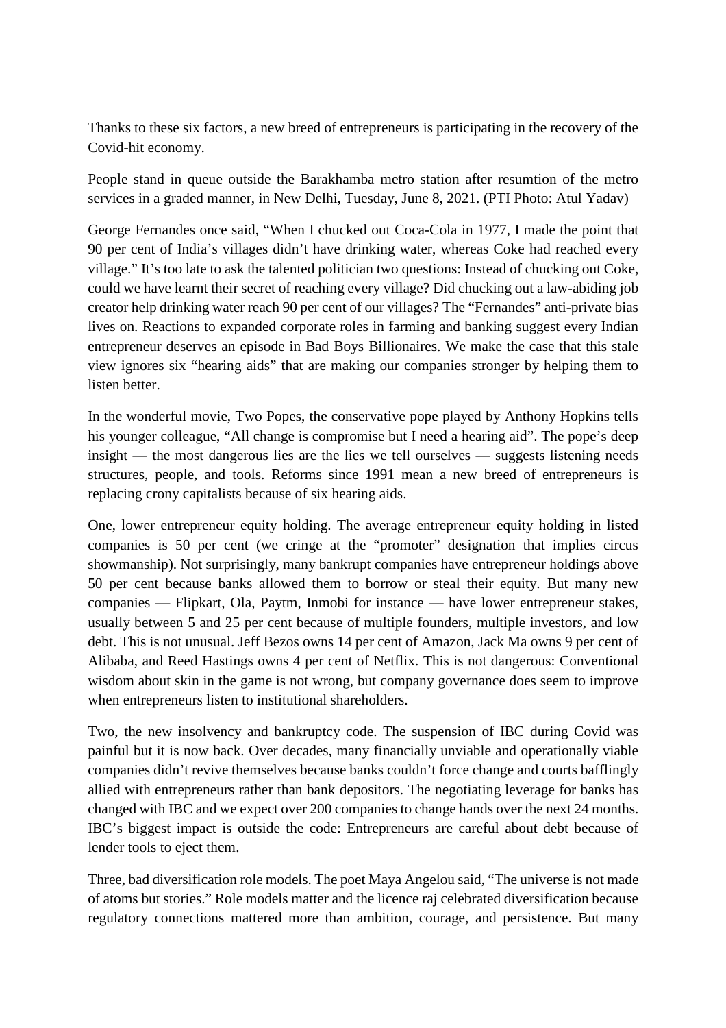Thanks to these six factors, a new breed of entrepreneurs is participating in the recovery of the Covid-hit economy.

People stand in queue outside the Barakhamba metro station after resumtion of the metro services in a graded manner, in New Delhi, Tuesday, June 8, 2021. (PTI Photo: Atul Yadav)

George Fernandes once said, "When I chucked out Coca-Cola in 1977, I made the point that 90 per cent of India's villages didn't have drinking water, whereas Coke had reached every village." It's too late to ask the talented politician two questions: Instead of chucking out Coke, could we have learnt their secret of reaching every village? Did chucking out a law-abiding job creator help drinking water reach 90 per cent of our villages? The "Fernandes" anti-private bias lives on. Reactions to expanded corporate roles in farming and banking suggest every Indian entrepreneur deserves an episode in Bad Boys Billionaires. We make the case that this stale view ignores six "hearing aids" that are making our companies stronger by helping them to listen better.

In the wonderful movie, Two Popes, the conservative pope played by Anthony Hopkins tells his younger colleague, "All change is compromise but I need a hearing aid". The pope's deep insight — the most dangerous lies are the lies we tell ourselves — suggests listening needs structures, people, and tools. Reforms since 1991 mean a new breed of entrepreneurs is replacing crony capitalists because of six hearing aids.

One, lower entrepreneur equity holding. The average entrepreneur equity holding in listed companies is 50 per cent (we cringe at the "promoter" designation that implies circus showmanship). Not surprisingly, many bankrupt companies have entrepreneur holdings above 50 per cent because banks allowed them to borrow or steal their equity. But many new companies — Flipkart, Ola, Paytm, Inmobi for instance — have lower entrepreneur stakes, usually between 5 and 25 per cent because of multiple founders, multiple investors, and low debt. This is not unusual. Jeff Bezos owns 14 per cent of Amazon, Jack Ma owns 9 per cent of Alibaba, and Reed Hastings owns 4 per cent of Netflix. This is not dangerous: Conventional wisdom about skin in the game is not wrong, but company governance does seem to improve when entrepreneurs listen to institutional shareholders.

Two, the new insolvency and bankruptcy code. The suspension of IBC during Covid was painful but it is now back. Over decades, many financially unviable and operationally viable companies didn't revive themselves because banks couldn't force change and courts bafflingly allied with entrepreneurs rather than bank depositors. The negotiating leverage for banks has changed with IBC and we expect over 200 companies to change hands over the next 24 months. IBC's biggest impact is outside the code: Entrepreneurs are careful about debt because of lender tools to eject them.

Three, bad diversification role models. The poet Maya Angelou said, "The universe is not made of atoms but stories." Role models matter and the licence raj celebrated diversification because regulatory connections mattered more than ambition, courage, and persistence. But many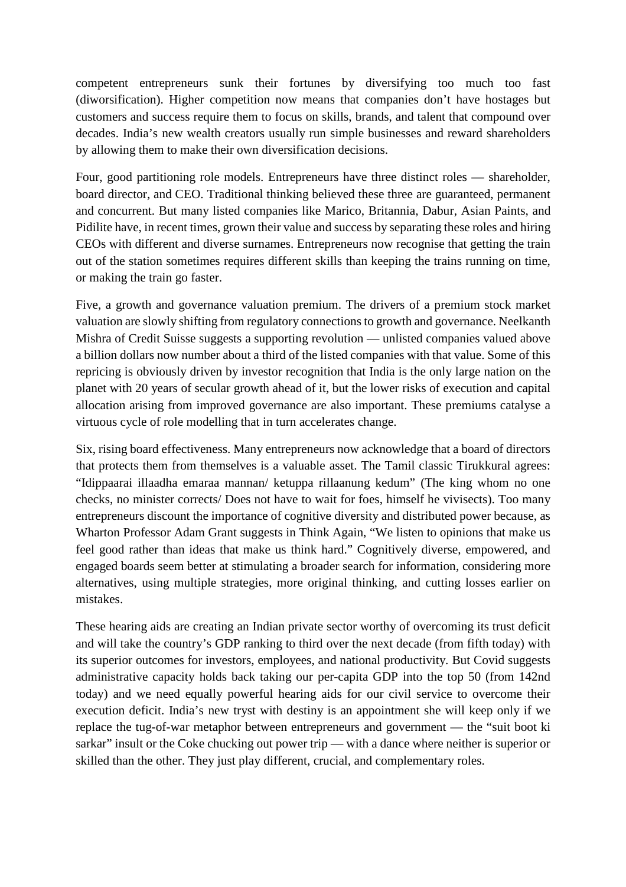competent entrepreneurs sunk their fortunes by diversifying too much too fast (diworsification). Higher competition now means that companies don't have hostages but customers and success require them to focus on skills, brands, and talent that compound over decades. India's new wealth creators usually run simple businesses and reward shareholders by allowing them to make their own diversification decisions.

Four, good partitioning role models. Entrepreneurs have three distinct roles — shareholder, board director, and CEO. Traditional thinking believed these three are guaranteed, permanent and concurrent. But many listed companies like Marico, Britannia, Dabur, Asian Paints, and Pidilite have, in recent times, grown their value and success by separating these roles and hiring CEOs with different and diverse surnames. Entrepreneurs now recognise that getting the train out of the station sometimes requires different skills than keeping the trains running on time, or making the train go faster.

Five, a growth and governance valuation premium. The drivers of a premium stock market valuation are slowly shifting from regulatory connections to growth and governance. Neelkanth Mishra of Credit Suisse suggests a supporting revolution — unlisted companies valued above a billion dollars now number about a third of the listed companies with that value. Some of this repricing is obviously driven by investor recognition that India is the only large nation on the planet with 20 years of secular growth ahead of it, but the lower risks of execution and capital allocation arising from improved governance are also important. These premiums catalyse a virtuous cycle of role modelling that in turn accelerates change.

Six, rising board effectiveness. Many entrepreneurs now acknowledge that a board of directors that protects them from themselves is a valuable asset. The Tamil classic Tirukkural agrees: "Idippaarai illaadha emaraa mannan/ ketuppa rillaanung kedum" (The king whom no one checks, no minister corrects/ Does not have to wait for foes, himself he vivisects). Too many entrepreneurs discount the importance of cognitive diversity and distributed power because, as Wharton Professor Adam Grant suggests in Think Again, "We listen to opinions that make us feel good rather than ideas that make us think hard." Cognitively diverse, empowered, and engaged boards seem better at stimulating a broader search for information, considering more alternatives, using multiple strategies, more original thinking, and cutting losses earlier on mistakes.

These hearing aids are creating an Indian private sector worthy of overcoming its trust deficit and will take the country's GDP ranking to third over the next decade (from fifth today) with its superior outcomes for investors, employees, and national productivity. But Covid suggests administrative capacity holds back taking our per-capita GDP into the top 50 (from 142nd today) and we need equally powerful hearing aids for our civil service to overcome their execution deficit. India's new tryst with destiny is an appointment she will keep only if we replace the tug-of-war metaphor between entrepreneurs and government — the "suit boot ki sarkar" insult or the Coke chucking out power trip — with a dance where neither is superior or skilled than the other. They just play different, crucial, and complementary roles.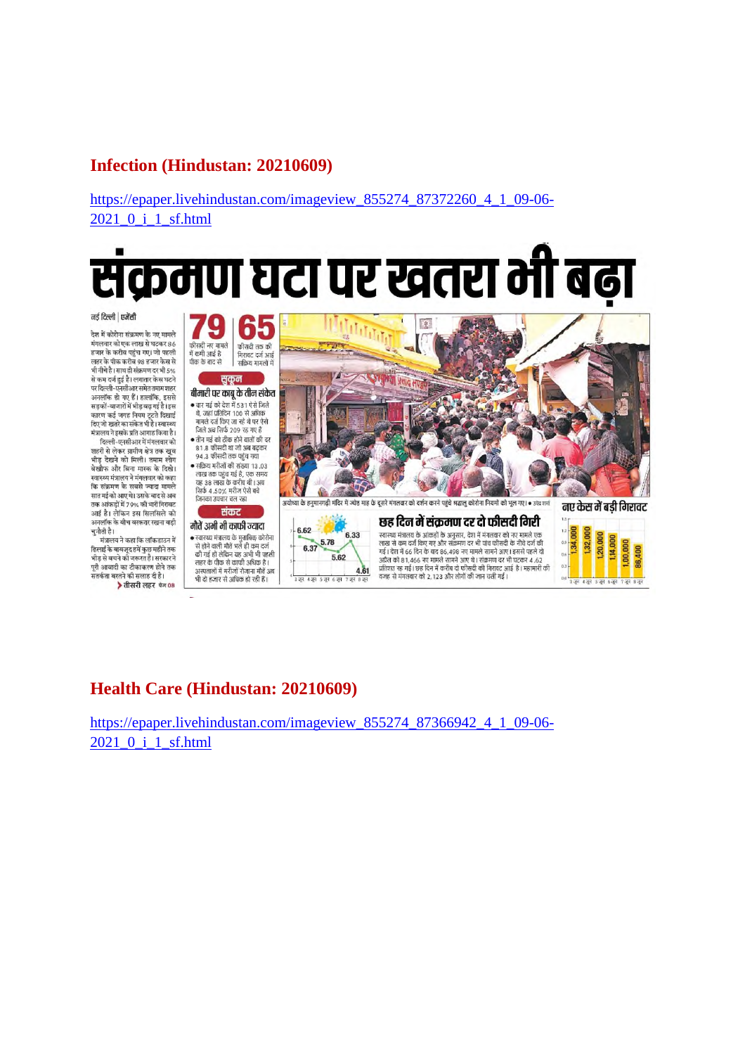## Infection (Hindustan: 20210609)

https://epaper.livehindustan.com/imageview_855274_87372260_4_1_09-06-2021_0_i_1_sf.html

# संक्रमण घटा पर खतरा भी बढ़ा

नई दिल्ली | एजेंसी

देश में कोरोना संक्रमण के नए मामले मंगलवार को एक लाख से घटकर 86 हजार के करीब पहुंच गए। जो पहली लहर के पीक करीब 98 हजार केस से भी नीचे है। साथ ही संक्रमण दर भी 5% से कम दर्ज हुई है। लगातार केस घटने पर दिल्ली-एनसीआर समेत तमाम शहर अनलॉक हो गए हैं। हालांकि, इससे सड़कों-बाजारों में भीड़ बढ़ गई है। इस कारण कई जगह नियम टूटते दिखाई दिए जो खतरे का संकेत भी है। स्वास्थ्य मंत्रालय ने इसके प्रति आगाह किया है।

दिल्ली-एनसीआर में मंगलवार को शहरों से लेकर ग्रामीण क्षेत्र तक खूब भीड़ देखने को मिली। तमाम लोग बेखौफ और बिना मास्क के दिखे। स्वास्थ्य मंत्रालय ने मंगलवार को कहा कि संक्रमण के सबसे ज्यादा मामले सात मई को आए थे। उसके बाद से अब तक आंकड़ों में 79% की भारी गिरावट आई है। लेकिन इस सिलसिले को अनलॉक के बीच बरकरार रखना बड़ी चुनौती है।

मंत्रालय ने कहा कि लॉकडाउन में ढिलाई के बावजूद हमें कुछ महीने तक भीड़ से बचने की जरूरत है। सरकार ने पूरी आबादी का टीकाकरण होने तक सतर्कता बरतने की सलाह दी है।

तीसरी लहर पेज 08

**79** फीसदी नए मामले में कमी आई है पीक के बाद से

**65** फीसदी तक की गिरावट दर्ज आई सक्रिय मामलों में

### सुकून

**बीमारी पर काबू के तीन संकेत**

- सात मई को देश में 531 ऐसे जिले थे, जहां प्रतिदिन 100 से अधिक मामले दर्ज किए जा रहे थे पर ऐसे जिले अब सिर्फ 209 रह गए हैं
- तीन मई को ठीक होने वालों की दर 81.8 फीसदी था जो अब बढ़कर 94.3 फीसदी तक पहुंच गया
- सक्रिय मरीजों की संख्या 13.03 लाख तक पहुंच गई है, एक समय यह 38 लाख के करीब थी। अब सिर्फ 4.50% मरीज ऐसे बचे जिनका उपचार चल रहा

### संकट

**मौतें अभी भी काफी ज्यादा**

- स्वास्थ्य मंत्रालय के मुताबिक कोरोना से होने वाली मौतें भले ही कम दर्ज की गई हो लेकिन यह अभी भी पहली लहर के पीक से काफी अधिक है। अस्पतालों में मरीजों रोजाना मौतें अब भी दो हजार से अधिक हो रही हैं।

अयोध्या के हनुमानगढ़ी मंदिर में ज्येष्ठ माह के दूसरे मंगलवार को दर्शन करने पहुंचे श्रद्धालु कोरोना नियमों को भूल गए। • उमेश शर्मा

### छह दिन में संक्रमण दर दो फीसदी गिरी

स्वास्थ्य मंत्रालय के आंकड़ों के अनुसार, देश में मंगलवार को नए मामले एक लाख से कम दर्ज किए गए और संक्रमण दर भी पांच फीसदी के नीचे दर्ज की गई। देश में 66 दिन के बाद 86,498 नए मामले सामने आए। इससे पहले दो अप्रैल को 81,466 नए मामले सामने आए थे। संक्रमण दर भी घटकर 4.62 प्रतिशत रह गई। छह दिन में करीब दो फीसदी की गिरावट आई है। महामारी की वजह से मंगलवार को 2,123 और लोगों की जान चली गई।

| 3 जून | 4 जून | 5 जून | 6 जून | 7 जून | 8 जून |
|---|---|---|---|---|---|
| 6.62 | 6.37 | 5.78 | 5.62 | 6.33 | 4.61 |

### नए केस में बड़ी गिरावट

| 3 जून | 4 जून | 5 जून | 6 जून | 7 जून | 8 जून |
|---|---|---|---|---|---|
| 1,34,000 | 1,32,000 | 1,20,000 | 1,14,000 | 1,00,000 | 86,400 |

## Health Care (Hindustan: 20210609)

https://epaper.livehindustan.com/imageview_855274_87366942_4_1_09-06-2021_0_i_1_sf.html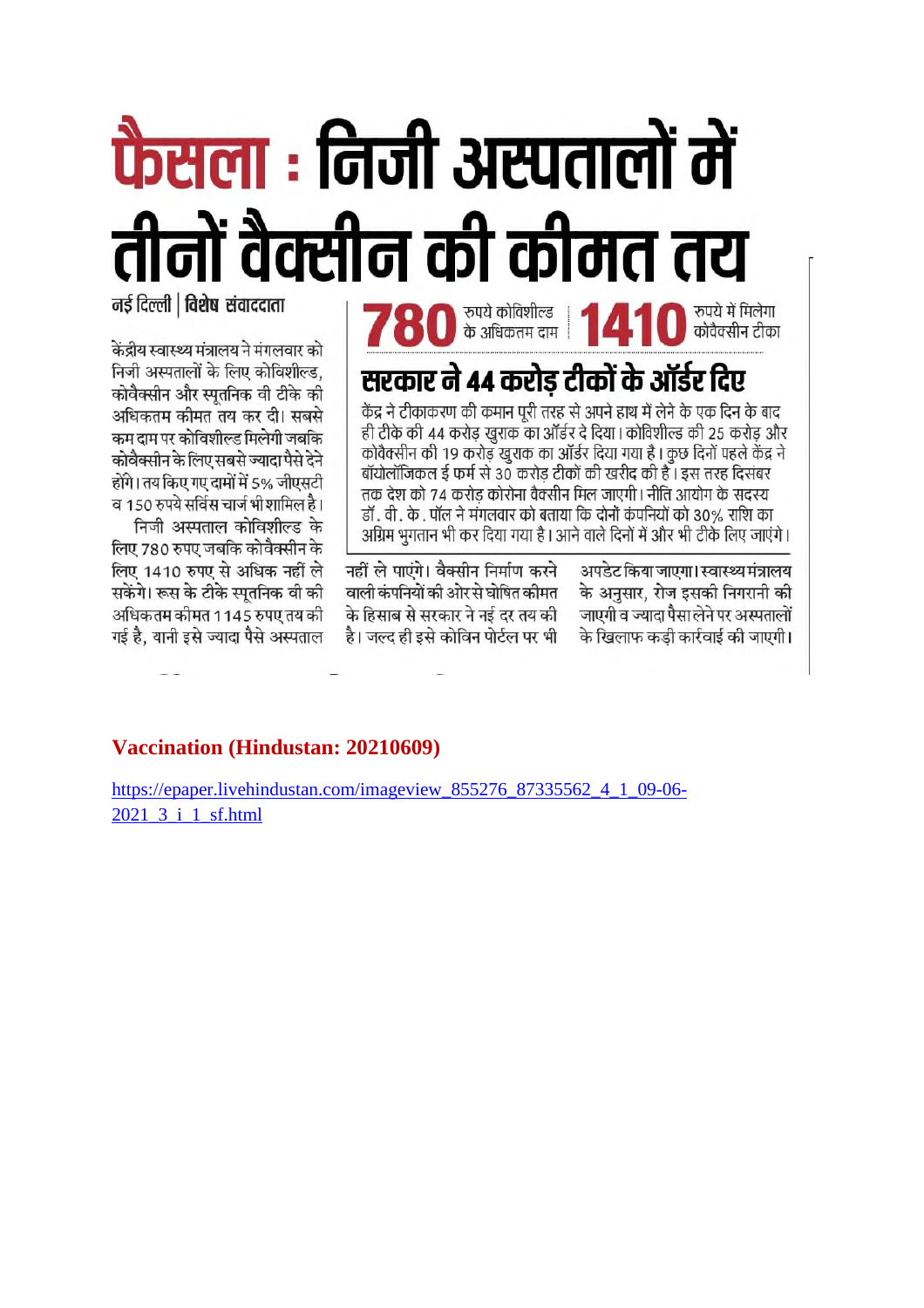# फैसला : निजी अस्पतालों में तीनों वैक्सीन की कीमत तय

**नई दिल्ली | विशेष संवाददाता**

केंद्रीय स्वास्थ्य मंत्रालय ने मंगलवार को निजी अस्पतालों के लिए कोविशील्ड, कोवैक्सीन और स्पूतनिक वी टीके की अधिकतम कीमत तय कर दी। सबसे कम दाम पर कोविशील्ड मिलेगी जबकि कोवैक्सीन के लिए सबसे ज्यादा पैसे देने होंगे। तय किए गए दामों में 5% जीएसटी व 150 रुपये सर्विस चार्ज भी शामिल है।

निजी अस्पताल कोविशील्ड के लिए 780 रुपए जबकि कोवैक्सीन के लिए 1410 रुपए से अधिक नहीं ले सकेंगे। रूस के टीके स्पूतनिक वी की अधिकतम कीमत 1145 रुपए तय की गई है, यानी इसे ज्यादा पैसे अस्पताल नहीं ले पाएंगे। वैक्सीन निर्माण करने वाली कंपनियों की ओर से घोषित कीमत के हिसाब से सरकार ने नई दर तय की है। जल्द ही इसे कोविन पोर्टल पर भी अपडेट किया जाएगा। स्वास्थ्य मंत्रालय के अनुसार, रोज इसकी निगरानी की जाएगी व ज्यादा पैसा लेने पर अस्पतालों के खिलाफ कड़ी कार्रवाई की जाएगी।

**780** रुपये कोविशील्ड के अधिकतम दाम | **1410** रुपये में मिलेगा कोवैक्सीन टीका

## सरकार ने 44 करोड़ टीकों के ऑर्डर दिए

केंद्र ने टीकाकरण की कमान पूरी तरह से अपने हाथ में लेने के एक दिन के बाद ही टीके की 44 करोड़ खुराक का ऑर्डर दे दिया। कोविशील्ड की 25 करोड़ और कोवैक्सीन की 19 करोड़ खुराक का ऑर्डर दिया गया है। कुछ दिनों पहले केंद्र ने बॉयोलॉजिकल ई फर्म से 30 करोड़ टीकों की खरीद की है। इस तरह दिसंबर तक देश को 74 करोड़ कोरोना वैक्सीन मिल जाएगी। नीति आयोग के सदस्य डॉ. वी. के. पॉल ने मंगलवार को बताया कि दोनों कंपनियों को 30% राशि का अग्रिम भुगतान भी कर दिया गया है। आने वाले दिनों में और भी टीके लिए जाएंगे।

**Vaccination (Hindustan: 20210609)**

https://epaper.livehindustan.com/imageview_855276_87335562_4_1_09-06-2021_3_i_1_sf.html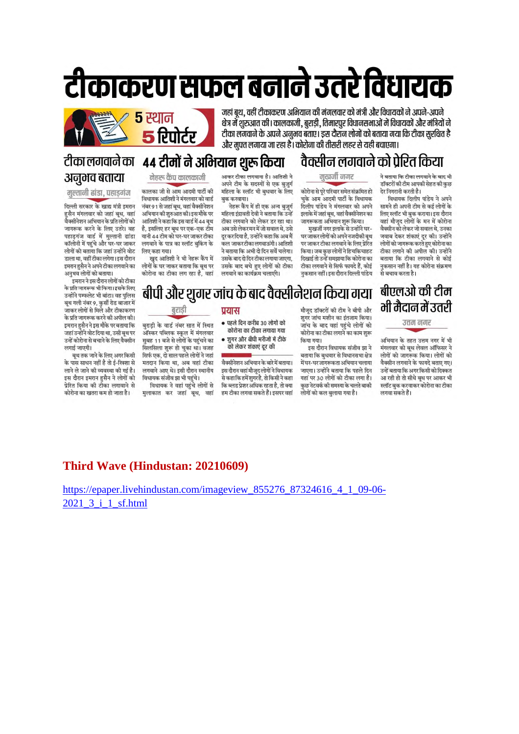# टीकाकरण सफल बनाने उतरे विधायक

5 स्थान
5 रिपोर्टर

जहां बूथ, वहीं टीकाकरण अभियान की मंगलवार को मंत्री और विधायकों ने अपने-अपने क्षेत्र में शुरुआत की। कालकाजी, बुराड़ी, तिमारपुर विधानसभाओं में विधायकों और मंत्रियों ने टीका लगवाने के अपने अनुभव बताए। इस दौरान लोगों को बताया गया कि टीका सुरक्षित है और मुफ्त लगाया जा रहा है। कोरोना की तीसरी लहर से यही बचाएगा।

## टीका लगवाने का अनुभव बताया

**मुल्तानी ढांडा, पहाड़गंज**

दिल्ली सरकार के खाद्य मंत्री इमरान हुसैन मंगलवार को जहां बूथ, वहां वैक्सीनेशन अभियान के प्रति लोगों को जागरूक करने के लिए उतरे। वह पहाड़गंज वार्ड में मुल्तानी ढांडा कॉलोनी में पहुंचे और घर-घर जाकर लोगों को बताया कि जहां उन्होंने वोट डाला था, वहीं टीका लगेगा। इस दौरान इमरान हुसैन ने अपने टीका लगवाने का अनुभव लोगों को बताया।

इमरान ने इस दौरान लोगों को टीका के प्रति जागरूक भी किया। इसके लिए उन्होंने पम्फलेट भी बांटा। वह पुलिस बूथ गली नंबर 9, कुर्सी रोड बाजार में जाकर लोगों से मिले और टीकाकरण के प्रति जागरूक करने की अपील की। इमरान हुसैन ने इस मौके पर बताया कि जहां उन्होंने वोट दिया था, उसी बूथ पर उन्हें कोरोना से बचाने के लिए वैक्सीन लगाई जाएगी।

बूथ तक जाने के लिए अगर किसी के पास साधन नहीं है तो ई-रिक्शा से लाने ले जाने की व्यवस्था की गई है। इस दौरान इमरान हुसैन ने लोगों को प्रेरित किया की टीका लगवाने से कोरोना का खतरा कम हो जाता है।

## 44 टीमों ने अभियान शुरू किया

**नेहरू कैंप कालकाजी**

कालका जी से आम आदमी पार्टी की विधायक आतिशी ने मंगलवार को वार्ड नंबर 91 से जहां बूथ, वहां वैक्सीनेशन अभियान की शुरुआत की। इस मौके पर आतिशी ने कहा कि इस वार्ड में 44 बूथ है, इसलिए हर बूथ पर एक-एक टीम यानी 44 टीम को घर-घर जाकर टीका लगवाने के पात्र का स्लॉट बुकिंग के लिए कहा गया।

खुद आतिशी ने भी नेहरू कैंप में लोगों के घर जाकर बताया कि बूथ पर कोरोना का टीका लग रहा है, वहां जाकर टीका लगवाना है। आतिशी ने अपने टीम के सदस्यों से एक बुजुर्ग महिला के स्लॉट भी बुधवार के लिए बुक करवाया।

नेहरू कैंप में ही एक अन्य बुजुर्ग महिला इंद्रावती देवी ने बताया कि उन्हें टीका लगवाने को लेकर डर रहा था। अब उसे लेकर मन में जो सवाल थे, उसे दूर कर दिया है, उन्होंने कहा कि अब मैं कल जाकर टीका लगवाऊंगी। आतिशी ने बताया कि अभी दो दिन सर्वे चलेगा। उसके बाद दो दिन टीका लगाया जाएगा, उसके बाद बचे हुए लोगों को टीका लगवाने का कार्यक्रम चलाएंगे।

## वैक्सीन लगवाने को प्रेरित किया

**मुखर्जी नगर**

कोरोना से पूरे परिवार समेत संक्रमित हो चुके आम आदमी पार्टी के विधायक दिलीप पांडेय ने मंगलवार को अपने इलाके में जहां बूथ, वहां वैक्सीनेशन का जागरूकता अभियान शुरू किया।

मुखर्जी नगर इलाके से उन्होंने घर-घर जाकर लोगों को अपने नजदीकी बूथ पर जाकर टीका लगवाने के लिए प्रेरित किया। जब कुछ लोगों ने हिचकिचाहट दिखाई तो उन्हें समझाया कि कोरोना का टीका लगवाने से सिर्फ फायदे हैं, कोई नुकसान नहीं। इस दौरान दिल्ली पांडेय ने बताया कि टीका लगवाने के बाद भी डॉक्टरों की टीम आपकी सेहत की कुछ देर निगरानी करती है।

विधायक दिलीप पांडेय ने अपने सामने ही अपनी टीम से कई लोगों के लिए स्लॉट भी बुक कराया। इस दौरान वहां मौजूद लोगों के मन में कोरोना वैक्सीन को लेकर जो सवाल थे, उनका जवाब देकर शंकाएं दूर की। उन्होंने लोगों को जागरूक करते हुए कोरोना का टीका लगाने की अपील की। उन्होंने बताया कि टीका लगवाने से कोई नुकसान नहीं है। वह कोरोना संक्रमण से बचाव करता है।

## बीपी और शुगर जांच के बाद वैक्सीनेशन किया गया

**बुराड़ी**

बुराड़ी के वार्ड नंबर सात में स्थित ऑक्सफर्ड पब्लिक स्कूल में मंगलवार सुबह 11 बजे से लोगों के पहुंचने का सिलसिला शुरू हो चुका था। वजह सिर्फ एक, दो साल पहले लोगों ने जहां मतदान किया था, अब वहां टीका लगवाने आए थे। इसी दौरान स्थानीय विधायक संजीव झा भी पहुंचे।

विधायक ने वहां पहुंचे लोगों से मुलाकात कर जहां बूथ, वहां वैक्सीनेशन अभियान के बारे में बताया। इस दौरान वहां मौजूद लोगों ने विधायक से कहा कि हमें शुगर है, तो किसी ने कहा कि ब्लड प्रेशर अधिक रहता है, तो क्या हम टीका लगवा सकते हैं। इसपर वहां मौजूद डॉक्टरों की टीम ने बीपी और शुगर जांच मशीन का इंतजाम किया। जांच के बाद वहां पहुंचे लोगों को कोरोना का टीका लगाने का काम शुरू किया गया।

इस दौरान विधायक संजीव झा ने बताया कि बुधवार से विधानसभा क्षेत्र में घर-घर जागरूकता अभियान चलाया जाएगा। उन्होंने बताया कि पहले दिन वहां पर 30 लोगों को टीका लगा है। कुछ नेटवर्क की समस्या के चलते बाकी लोगों को कल बुलाया गया है।

**प्रयास**

- पहले दिन करीब 30 लोगों को कोरोना का टीका लगाया गया
- शुगर और बीपी मरीजों में टीके को लेकर शंकाएं दूर की

## बीएलओ की टीम भी मैदान में उतरी

**उत्तम नगर**

अभियान के तहत उत्तम नगर में भी मंगलवार को बूथ लेवल ऑफिसर ने लोगों को जागरूक किया। लोगों को वैक्सीन लगवाने के फायदे बताए गए। उन्हें बताया कि अगर किसी को दिक्कत आ रही हो तो सीधे बूथ पर आकर भी स्लॉट बुक करवाकर कोरोना का टीका लगवा सकते हैं।

**Third Wave (Hindustan: 20210609)**

https://epaper.livehindustan.com/imageview_855276_87324616_4_1_09-06-2021_3_i_1_sf.html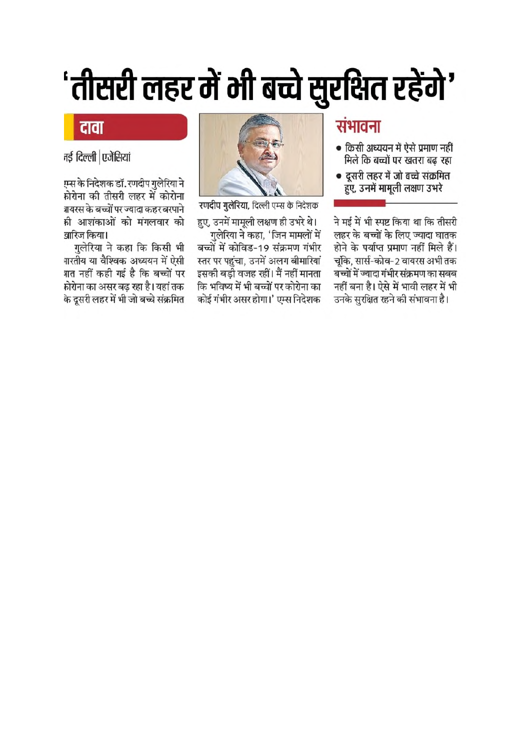# 'तीसरी लहर में भी बच्चे सुरक्षित रहेंगे'

## दावा

नई दिल्ली | एजेंसियां

एम्स के निदेशक डॉ. रणदीप गुलेरिया ने कोरोना की तीसरी लहर में कोरोना वायरस के बच्चों पर ज्यादा कहर बरपाने की आशंकाओं को मंगलवार को खारिज किया।

गुलेरिया ने कहा कि किसी भी भारतीय या वैश्विक अध्ययन में ऐसी बात नहीं कही गई है कि बच्चों पर कोरोना का असर बढ़ रहा है। यहां तक के दूसरी लहर में भी जो बच्चे संक्रमित हुए, उनमें मामूली लक्षण ही उभरे थे।

गुलेरिया ने कहा, 'जिन मामलों में बच्चों में कोविड-19 संक्रमण गंभीर स्तर पर पहुंचा, उनमें अलग बीमारियां इसकी बड़ी वजह रहीं। मैं नहीं मानता कि भविष्य में भी बच्चों पर कोरोना का कोई गंभीर असर होगा।' एम्स निदेशक ने मई में भी स्पष्ट किया था कि तीसरी लहर के बच्चों के लिए ज्यादा घातक होने के पर्याप्त प्रमाण नहीं मिले हैं। चूंकि, सार्स-कोव-2 वायरस अभी तक बच्चों में ज्यादा गंभीर संक्रमण का सबब नहीं बना है। ऐसे में भावी लहर में भी उनके सुरक्षित रहने की संभावना है।

रणदीप गुलेरिया, दिल्ली एम्स के निदेशक

## संभावना

- किसी अध्ययन में ऐसे प्रमाण नहीं मिले कि बच्चों पर खतरा बढ़ रहा
- दूसरी लहर में जो बच्चे संक्रमित हुए, उनमें मामूली लक्षण उभरे